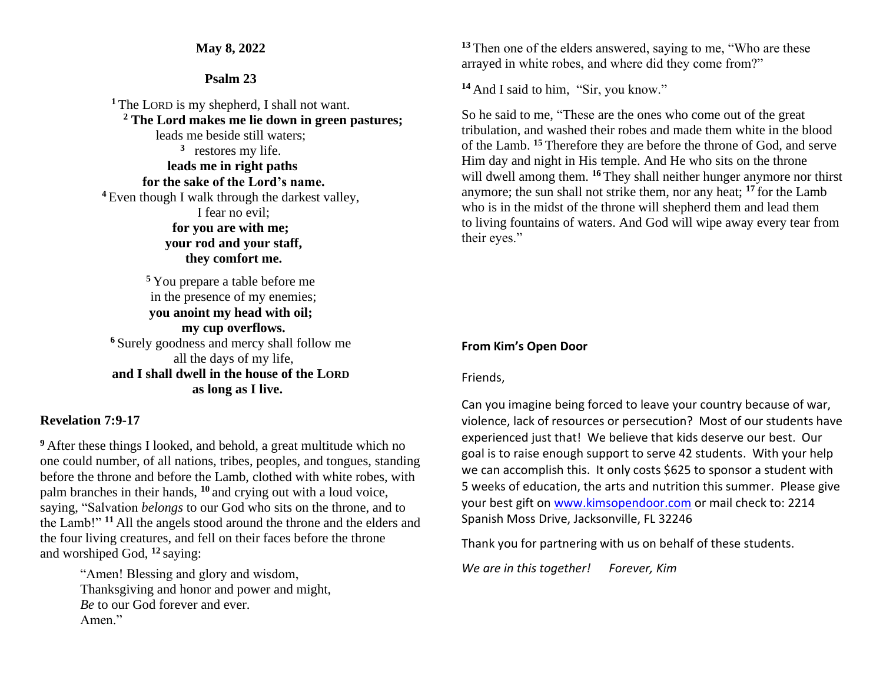**May 8, 2022**

**Psalm 23**

[1] The LORD is my shepherd, I shall not want.
**[2] The Lord makes me lie down in green pastures;**
leads me beside still waters;
[3] restores my life.
**leads me in right paths**
**for the sake of the Lord's name.**
[4] Even though I walk through the darkest valley,
I fear no evil;
**for you are with me;**
**your rod and your staff,**
**they comfort me.**

[5] You prepare a table before me
in the presence of my enemies;
**you anoint my head with oil;**
**my cup overflows.**
[6] Surely goodness and mercy shall follow me
all the days of my life,
**and I shall dwell in the house of the LORD**
**as long as I live.**

**Revelation 7:9-17**

[9] After these things I looked, and behold, a great multitude which no one could number, of all nations, tribes, peoples, and tongues, standing before the throne and before the Lamb, clothed with white robes, with palm branches in their hands, [10] and crying out with a loud voice, saying, "Salvation *belongs* to our God who sits on the throne, and to the Lamb!" [11] All the angels stood around the throne and the elders and the four living creatures, and fell on their faces before the throne and worshiped God, [12] saying:

> "Amen! Blessing and glory and wisdom,
> Thanksgiving and honor and power and might,
> *Be* to our God forever and ever.
> Amen."

[13] Then one of the elders answered, saying to me, "Who are these arrayed in white robes, and where did they come from?"

[14] And I said to him, "Sir, you know."

So he said to me, "These are the ones who come out of the great tribulation, and washed their robes and made them white in the blood of the Lamb. [15] Therefore they are before the throne of God, and serve Him day and night in His temple. And He who sits on the throne will dwell among them. [16] They shall neither hunger anymore nor thirst anymore; the sun shall not strike them, nor any heat; [17] for the Lamb who is in the midst of the throne will shepherd them and lead them to living fountains of waters. And God will wipe away every tear from their eyes."

**From Kim's Open Door**

Friends,

Can you imagine being forced to leave your country because of war, violence, lack of resources or persecution? Most of our students have experienced just that! We believe that kids deserve our best. Our goal is to raise enough support to serve 42 students. With your help we can accomplish this. It only costs $625 to sponsor a student with 5 weeks of education, the arts and nutrition this summer. Please give your best gift on www.kimsopendoor.com or mail check to: 2214 Spanish Moss Drive, Jacksonville, FL 32246

Thank you for partnering with us on behalf of these students.

*We are in this together!* *Forever, Kim*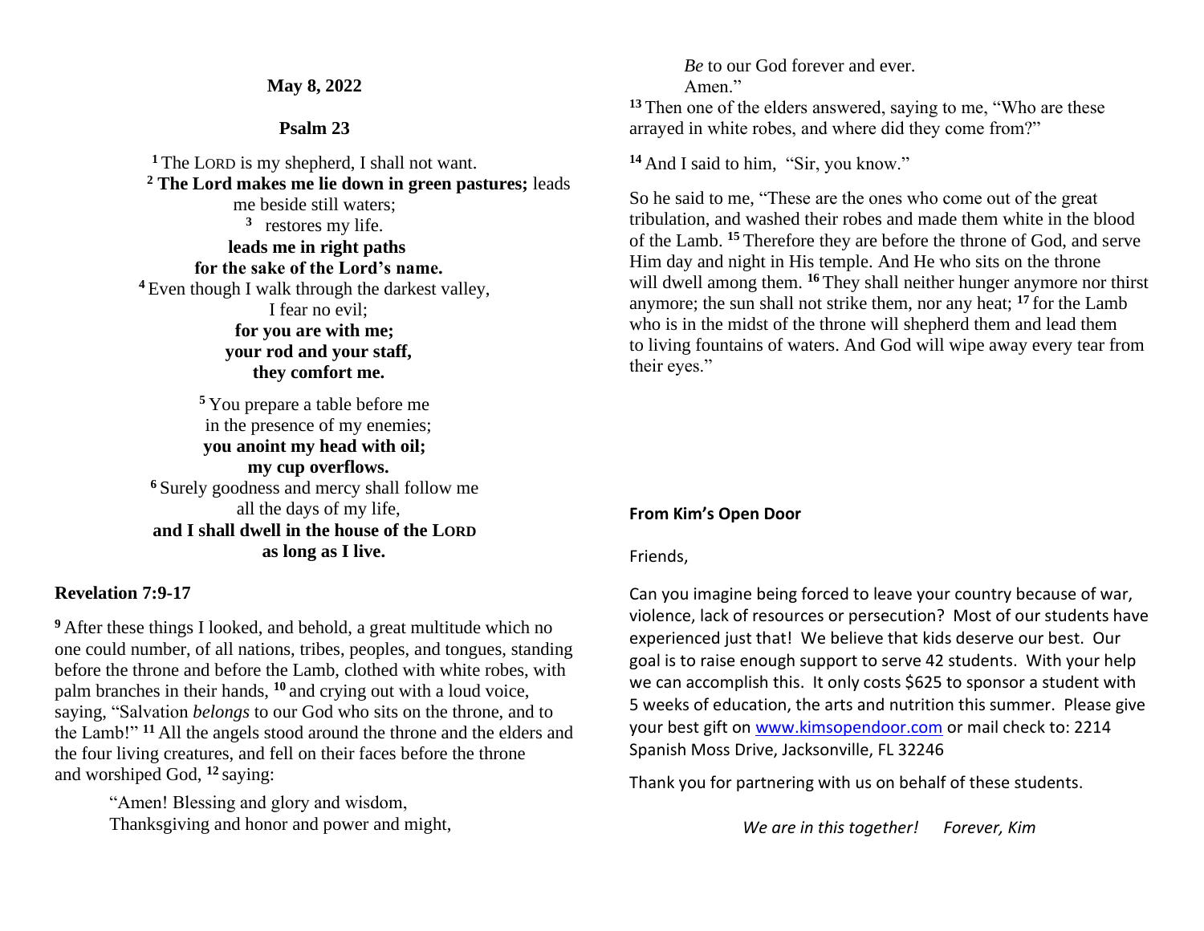**May 8, 2022**

**Psalm 23**

[1] The LORD is my shepherd, I shall not want.
[2] **The Lord makes me lie down in green pastures;** leads me beside still waters;
[3] restores my life.
**leads me in right paths**
**for the sake of the Lord's name.**
[4] Even though I walk through the darkest valley,
I fear no evil;
**for you are with me;**
**your rod and your staff,**
**they comfort me.**

[5] You prepare a table before me
in the presence of my enemies;
**you anoint my head with oil;**
**my cup overflows.**
[6] Surely goodness and mercy shall follow me
all the days of my life,
**and I shall dwell in the house of the LORD**
**as long as I live.**

## Revelation 7:9-17

[9] After these things I looked, and behold, a great multitude which no one could number, of all nations, tribes, peoples, and tongues, standing before the throne and before the Lamb, clothed with white robes, with palm branches in their hands, [10] and crying out with a loud voice, saying, "Salvation *belongs* to our God who sits on the throne, and to the Lamb!" [11] All the angels stood around the throne and the elders and the four living creatures, and fell on their faces before the throne and worshiped God, [12] saying:

> "Amen! Blessing and glory and wisdom,
> Thanksgiving and honor and power and might,
> *Be* to our God forever and ever.
> Amen."

[13] Then one of the elders answered, saying to me, "Who are these arrayed in white robes, and where did they come from?"

[14] And I said to him, "Sir, you know."

So he said to me, "These are the ones who come out of the great tribulation, and washed their robes and made them white in the blood of the Lamb. [15] Therefore they are before the throne of God, and serve Him day and night in His temple. And He who sits on the throne will dwell among them. [16] They shall neither hunger anymore nor thirst anymore; the sun shall not strike them, nor any heat; [17] for the Lamb who is in the midst of the throne will shepherd them and lead them to living fountains of waters. And God will wipe away every tear from their eyes."

**From Kim's Open Door**

Friends,

Can you imagine being forced to leave your country because of war, violence, lack of resources or persecution? Most of our students have experienced just that! We believe that kids deserve our best. Our goal is to raise enough support to serve 42 students. With your help we can accomplish this. It only costs $625 to sponsor a student with 5 weeks of education, the arts and nutrition this summer. Please give your best gift on www.kimsopendoor.com or mail check to: 2214 Spanish Moss Drive, Jacksonville, FL 32246

Thank you for partnering with us on behalf of these students.

*We are in this together!* *Forever, Kim*